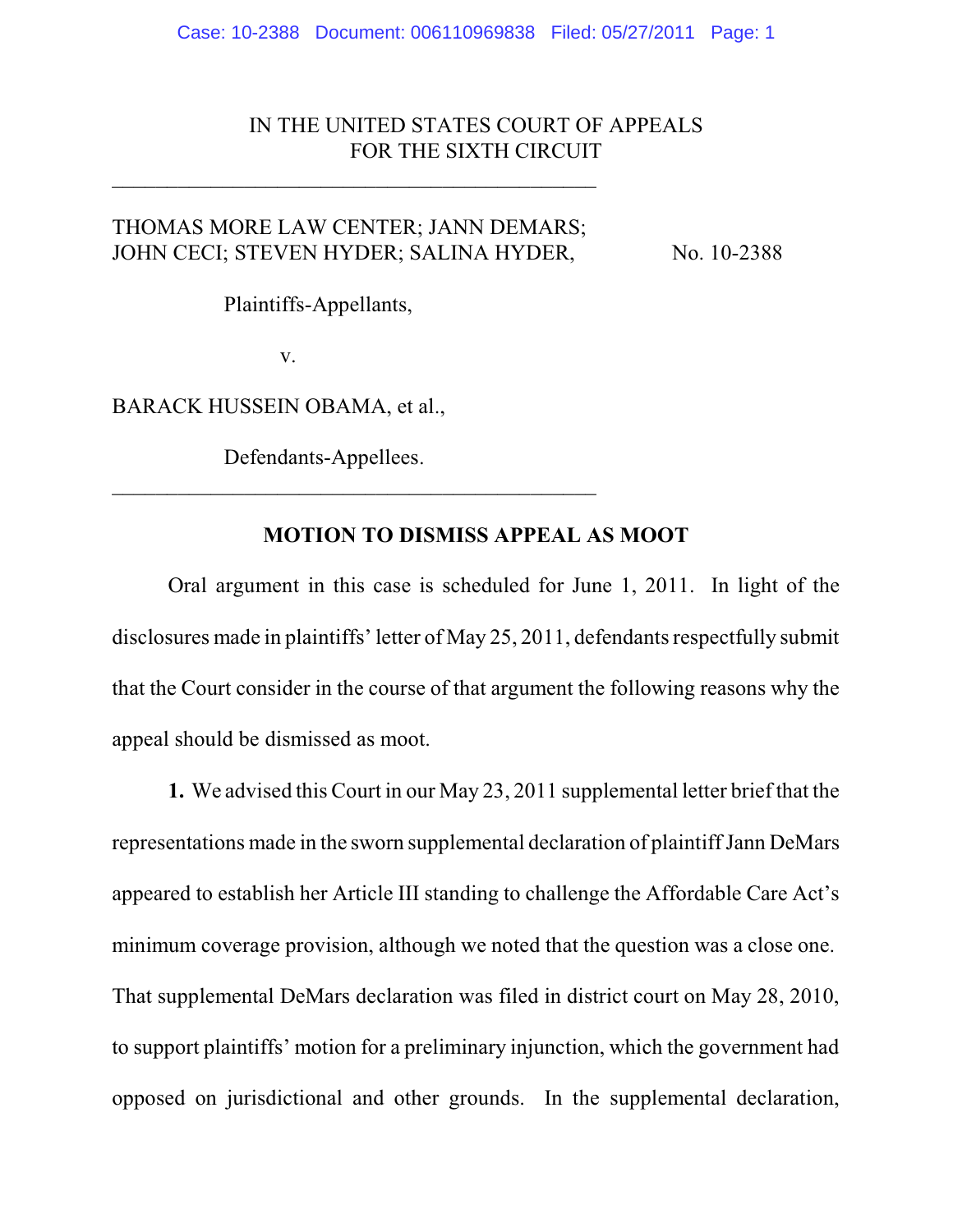IN THE UNITED STATES COURT OF APPEALS
FOR THE SIXTH CIRCUIT

---

THOMAS MORE LAW CENTER; JANN DEMARS; JOHN CECI; STEVEN HYDER; SALINA HYDER,

Plaintiffs-Appellants,

v.

BARACK HUSSEIN OBAMA, et al.,

Defendants-Appellees.

No. 10-2388

---

**MOTION TO DISMISS APPEAL AS MOOT**

Oral argument in this case is scheduled for June 1, 2011. In light of the disclosures made in plaintiffs' letter of May 25, 2011, defendants respectfully submit that the Court consider in the course of that argument the following reasons why the appeal should be dismissed as moot.

**1.** We advised this Court in our May 23, 2011 supplemental letter brief that the representations made in the sworn supplemental declaration of plaintiff Jann DeMars appeared to establish her Article III standing to challenge the Affordable Care Act's minimum coverage provision, although we noted that the question was a close one. That supplemental DeMars declaration was filed in district court on May 28, 2010, to support plaintiffs' motion for a preliminary injunction, which the government had opposed on jurisdictional and other grounds. In the supplemental declaration,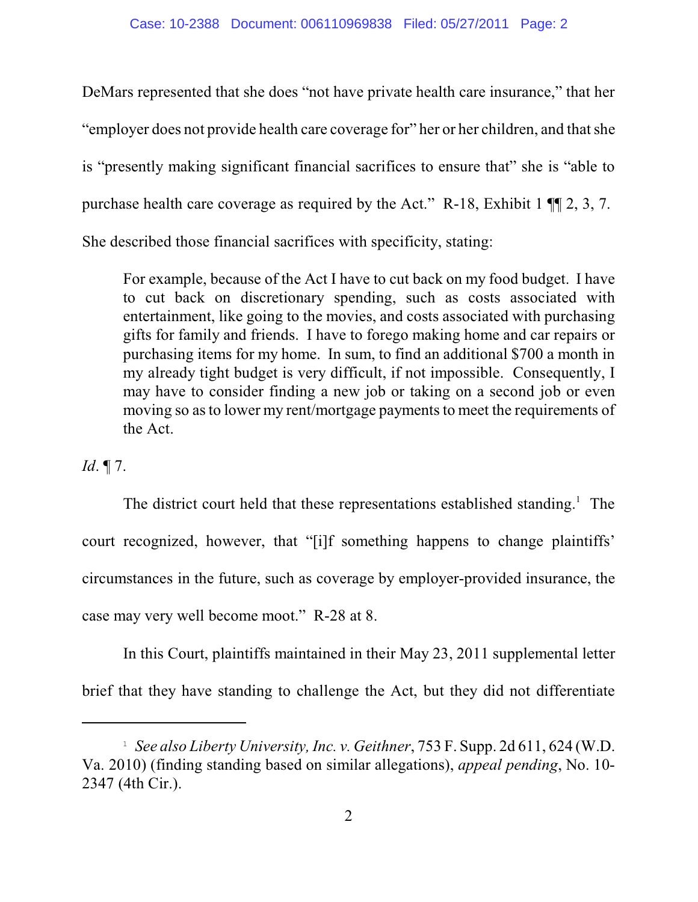DeMars represented that she does "not have private health care insurance," that her "employer does not provide health care coverage for" her or her children, and that she is "presently making significant financial sacrifices to ensure that" she is "able to purchase health care coverage as required by the Act." R-18, Exhibit 1 ¶¶ 2, 3, 7. She described those financial sacrifices with specificity, stating:

> For example, because of the Act I have to cut back on my food budget. I have to cut back on discretionary spending, such as costs associated with entertainment, like going to the movies, and costs associated with purchasing gifts for family and friends. I have to forego making home and car repairs or purchasing items for my home. In sum, to find an additional $700 a month in my already tight budget is very difficult, if not impossible. Consequently, I may have to consider finding a new job or taking on a second job or even moving so as to lower my rent/mortgage payments to meet the requirements of the Act.

*Id*. ¶ 7.

The district court held that these representations established standing.[1] The court recognized, however, that "[i]f something happens to change plaintiffs' circumstances in the future, such as coverage by employer-provided insurance, the case may very well become moot." R-28 at 8.

In this Court, plaintiffs maintained in their May 23, 2011 supplemental letter brief that they have standing to challenge the Act, but they did not differentiate

---

[1] *See also Liberty University, Inc. v. Geithner*, 753 F. Supp. 2d 611, 624 (W.D. Va. 2010) (finding standing based on similar allegations), *appeal pending*, No. 10-2347 (4th Cir.).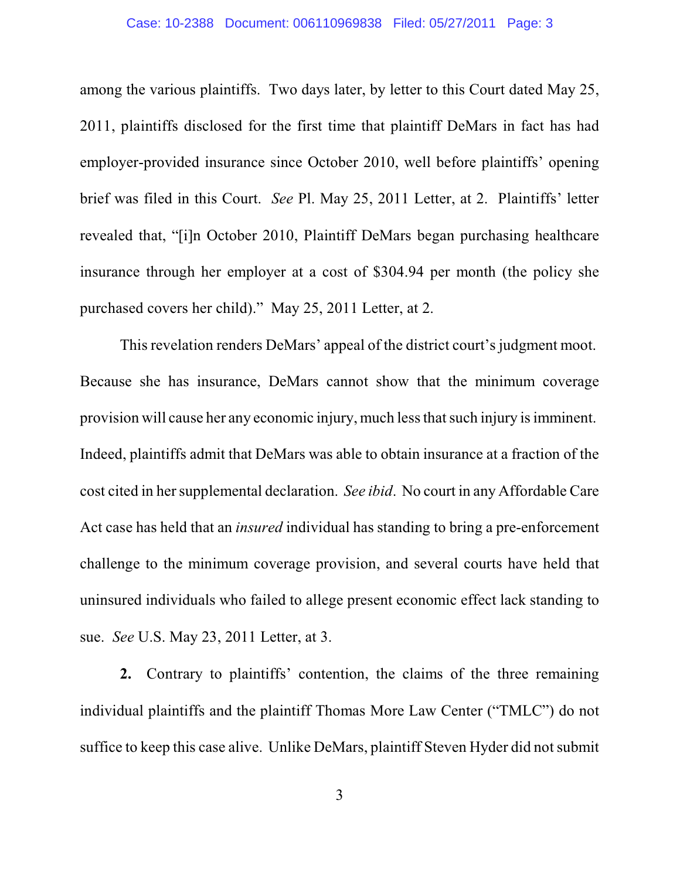among the various plaintiffs. Two days later, by letter to this Court dated May 25, 2011, plaintiffs disclosed for the first time that plaintiff DeMars in fact has had employer-provided insurance since October 2010, well before plaintiffs' opening brief was filed in this Court. *See* Pl. May 25, 2011 Letter, at 2. Plaintiffs' letter revealed that, "[i]n October 2010, Plaintiff DeMars began purchasing healthcare insurance through her employer at a cost of $304.94 per month (the policy she purchased covers her child)." May 25, 2011 Letter, at 2.

This revelation renders DeMars' appeal of the district court's judgment moot. Because she has insurance, DeMars cannot show that the minimum coverage provision will cause her any economic injury, much less that such injury is imminent. Indeed, plaintiffs admit that DeMars was able to obtain insurance at a fraction of the cost cited in her supplemental declaration. *See ibid*. No court in any Affordable Care Act case has held that an *insured* individual has standing to bring a pre-enforcement challenge to the minimum coverage provision, and several courts have held that uninsured individuals who failed to allege present economic effect lack standing to sue. *See* U.S. May 23, 2011 Letter, at 3.

**2.** Contrary to plaintiffs' contention, the claims of the three remaining individual plaintiffs and the plaintiff Thomas More Law Center ("TMLC") do not suffice to keep this case alive. Unlike DeMars, plaintiff Steven Hyder did not submit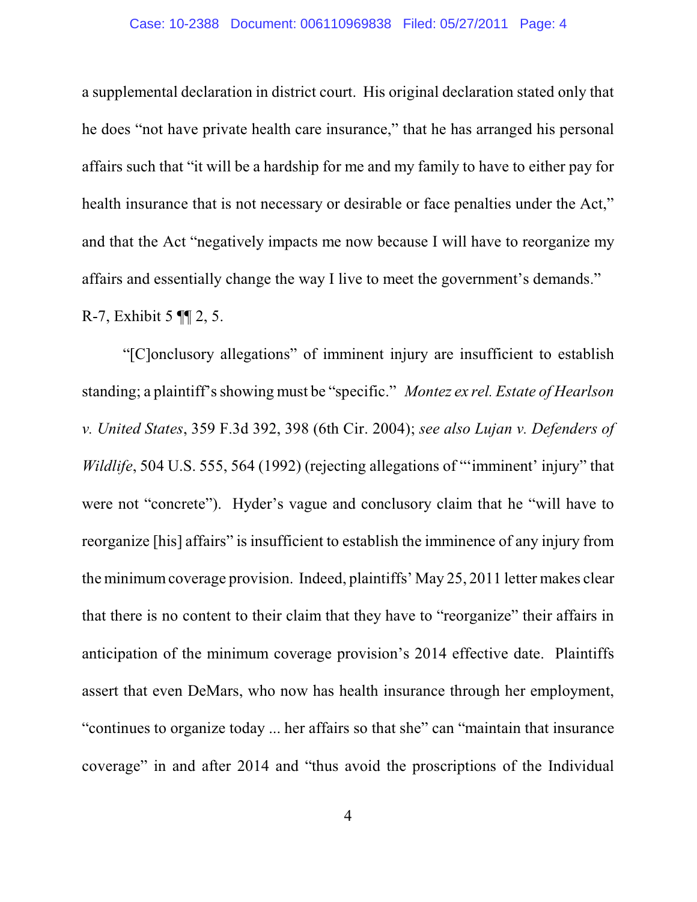a supplemental declaration in district court. His original declaration stated only that he does "not have private health care insurance," that he has arranged his personal affairs such that "it will be a hardship for me and my family to have to either pay for health insurance that is not necessary or desirable or face penalties under the Act," and that the Act "negatively impacts me now because I will have to reorganize my affairs and essentially change the way I live to meet the government's demands." R-7, Exhibit 5 ¶¶ 2, 5.

"[C]onclusory allegations" of imminent injury are insufficient to establish standing; a plaintiff's showing must be "specific." *Montez ex rel. Estate of Hearlson v. United States*, 359 F.3d 392, 398 (6th Cir. 2004); *see also Lujan v. Defenders of Wildlife*, 504 U.S. 555, 564 (1992) (rejecting allegations of "'imminent' injury" that were not "concrete"). Hyder's vague and conclusory claim that he "will have to reorganize [his] affairs" is insufficient to establish the imminence of any injury from the minimum coverage provision. Indeed, plaintiffs' May 25, 2011 letter makes clear that there is no content to their claim that they have to "reorganize" their affairs in anticipation of the minimum coverage provision's 2014 effective date. Plaintiffs assert that even DeMars, who now has health insurance through her employment, "continues to organize today ... her affairs so that she" can "maintain that insurance coverage" in and after 2014 and "thus avoid the proscriptions of the Individual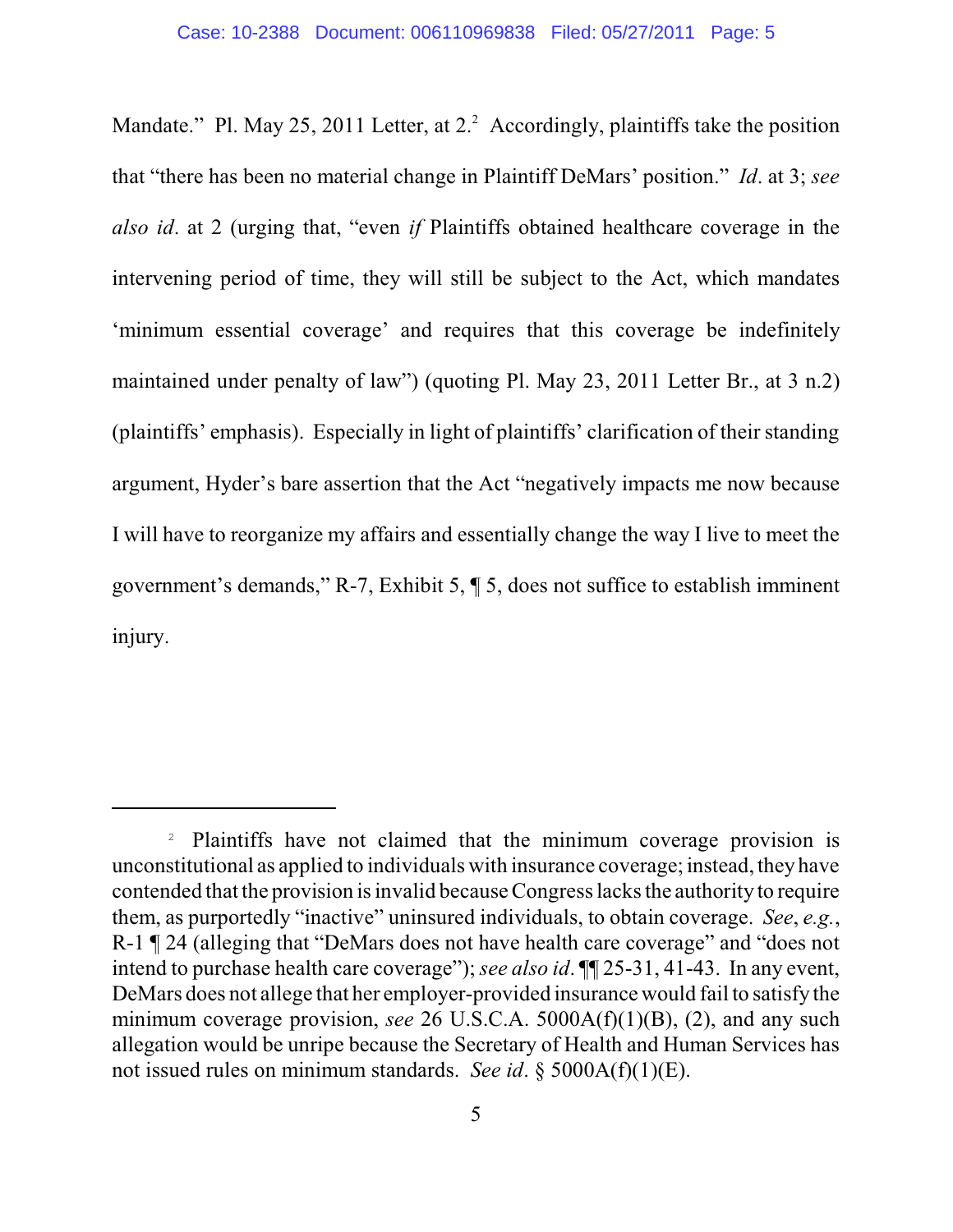Mandate." Pl. May 25, 2011 Letter, at 2.[2] Accordingly, plaintiffs take the position that "there has been no material change in Plaintiff DeMars' position." *Id*. at 3; *see also id*. at 2 (urging that, "even *if* Plaintiffs obtained healthcare coverage in the intervening period of time, they will still be subject to the Act, which mandates 'minimum essential coverage' and requires that this coverage be indefinitely maintained under penalty of law") (quoting Pl. May 23, 2011 Letter Br., at 3 n.2) (plaintiffs' emphasis). Especially in light of plaintiffs' clarification of their standing argument, Hyder's bare assertion that the Act "negatively impacts me now because I will have to reorganize my affairs and essentially change the way I live to meet the government's demands," R-7, Exhibit 5, ¶ 5, does not suffice to establish imminent injury.

---

[2] Plaintiffs have not claimed that the minimum coverage provision is unconstitutional as applied to individuals with insurance coverage; instead, they have contended that the provision is invalid because Congress lacks the authority to require them, as purportedly "inactive" uninsured individuals, to obtain coverage. *See*, *e.g.*, R-1 ¶ 24 (alleging that "DeMars does not have health care coverage" and "does not intend to purchase health care coverage"); *see also id*. ¶¶ 25-31, 41-43. In any event, DeMars does not allege that her employer-provided insurance would fail to satisfy the minimum coverage provision, *see* 26 U.S.C.A. 5000A(f)(1)(B), (2), and any such allegation would be unripe because the Secretary of Health and Human Services has not issued rules on minimum standards. *See id*. § 5000A(f)(1)(E).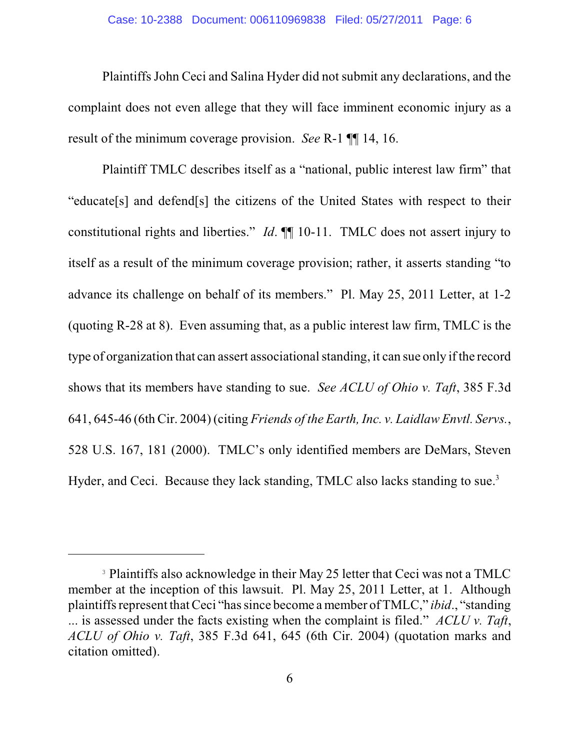Plaintiffs John Ceci and Salina Hyder did not submit any declarations, and the complaint does not even allege that they will face imminent economic injury as a result of the minimum coverage provision. *See* R-1 ¶¶ 14, 16.

Plaintiff TMLC describes itself as a "national, public interest law firm" that "educate[s] and defend[s] the citizens of the United States with respect to their constitutional rights and liberties." *Id*. ¶¶ 10-11. TMLC does not assert injury to itself as a result of the minimum coverage provision; rather, it asserts standing "to advance its challenge on behalf of its members." Pl. May 25, 2011 Letter, at 1-2 (quoting R-28 at 8). Even assuming that, as a public interest law firm, TMLC is the type of organization that can assert associational standing, it can sue only if the record shows that its members have standing to sue. *See ACLU of Ohio v. Taft*, 385 F.3d 641, 645-46 (6th Cir. 2004) (citing *Friends of the Earth, Inc. v. Laidlaw Envtl. Servs.*, 528 U.S. 167, 181 (2000). TMLC's only identified members are DeMars, Steven Hyder, and Ceci. Because they lack standing, TMLC also lacks standing to sue.[3]

---

[3] Plaintiffs also acknowledge in their May 25 letter that Ceci was not a TMLC member at the inception of this lawsuit. Pl. May 25, 2011 Letter, at 1. Although plaintiffs represent that Ceci "has since become a member of TMLC," *ibid*., "standing ... is assessed under the facts existing when the complaint is filed." *ACLU v. Taft*, *ACLU of Ohio v. Taft*, 385 F.3d 641, 645 (6th Cir. 2004) (quotation marks and citation omitted).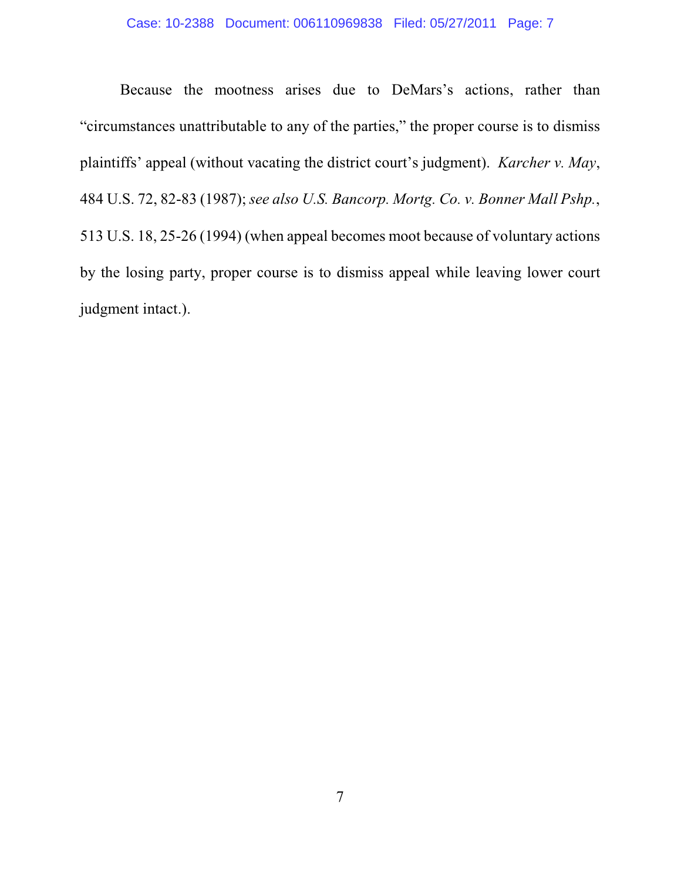Because the mootness arises due to DeMars's actions, rather than "circumstances unattributable to any of the parties," the proper course is to dismiss plaintiffs' appeal (without vacating the district court's judgment). *Karcher v. May*, 484 U.S. 72, 82-83 (1987); *see also U.S. Bancorp. Mortg. Co. v. Bonner Mall Pshp.*, 513 U.S. 18, 25-26 (1994) (when appeal becomes moot because of voluntary actions by the losing party, proper course is to dismiss appeal while leaving lower court judgment intact.).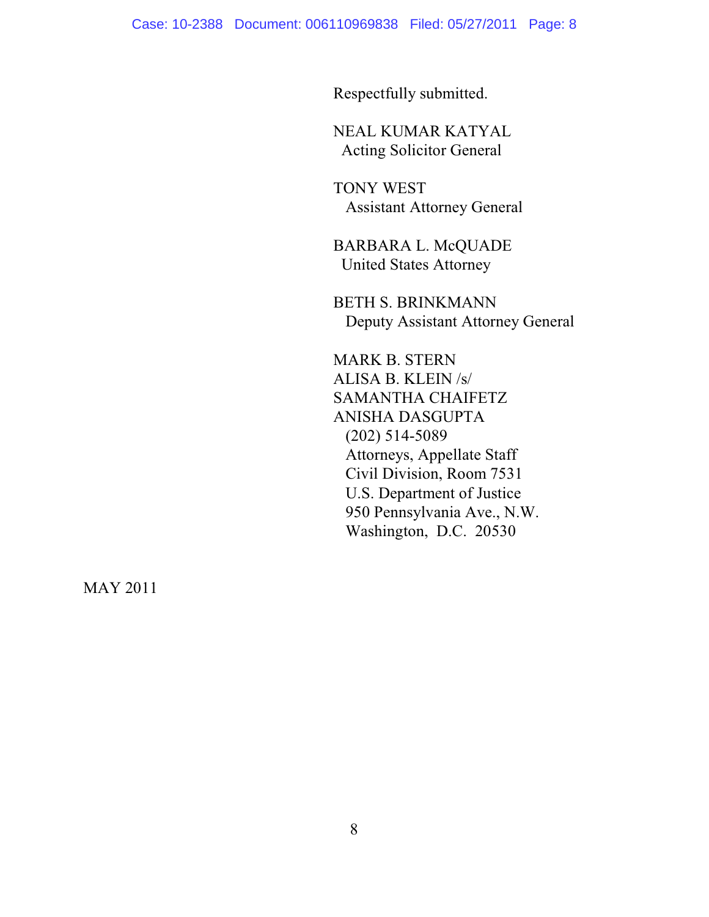Respectfully submitted.

NEAL KUMAR KATYAL
Acting Solicitor General

TONY WEST
Assistant Attorney General

BARBARA L. McQUADE
United States Attorney

BETH S. BRINKMANN
Deputy Assistant Attorney General

MARK B. STERN
ALISA B. KLEIN /s/
SAMANTHA CHAIFETZ
ANISHA DASGUPTA
(202) 514-5089
Attorneys, Appellate Staff
Civil Division, Room 7531
U.S. Department of Justice
950 Pennsylvania Ave., N.W.
Washington, D.C. 20530

MAY 2011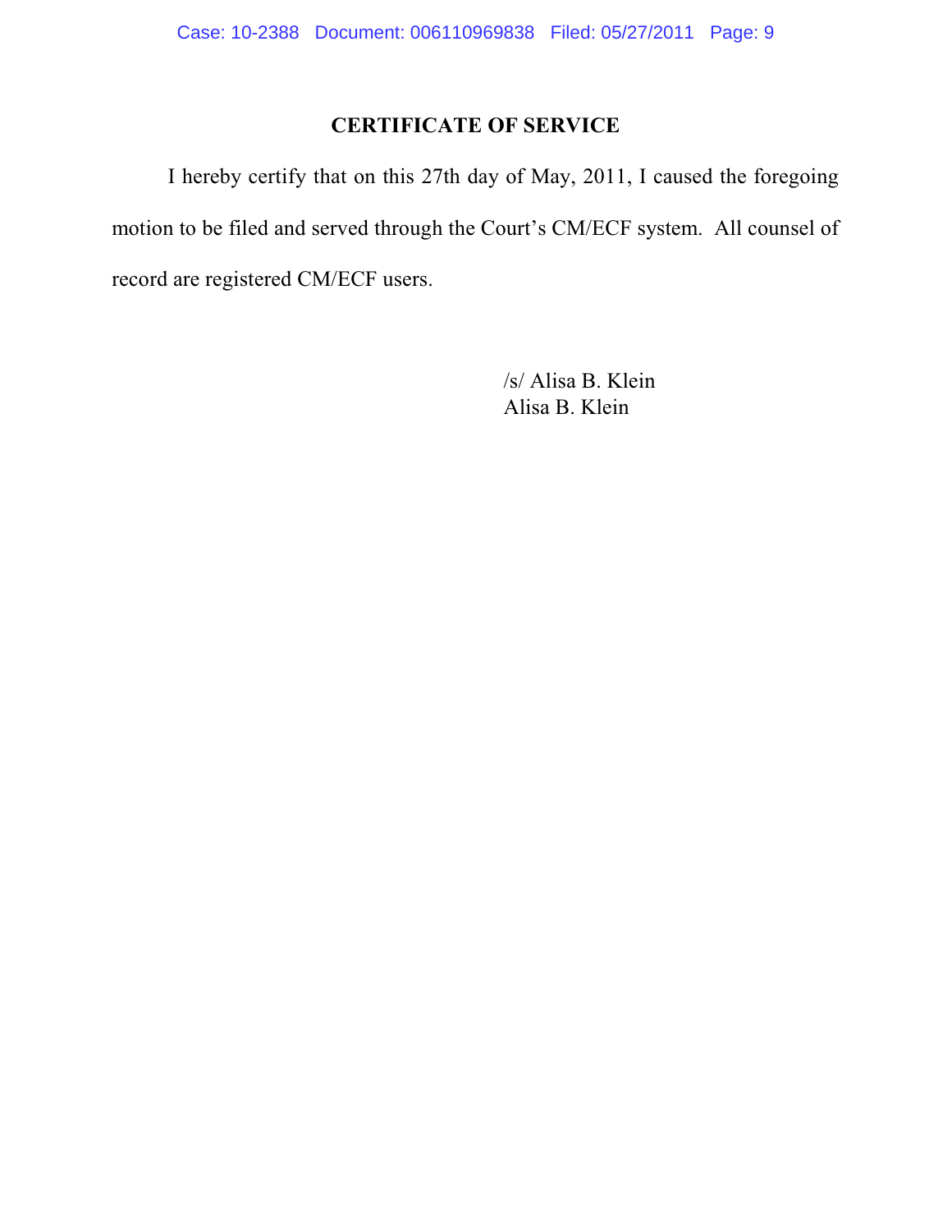## CERTIFICATE OF SERVICE

I hereby certify that on this 27th day of May, 2011, I caused the foregoing motion to be filed and served through the Court's CM/ECF system. All counsel of record are registered CM/ECF users.

/s/ Alisa B. Klein
Alisa B. Klein